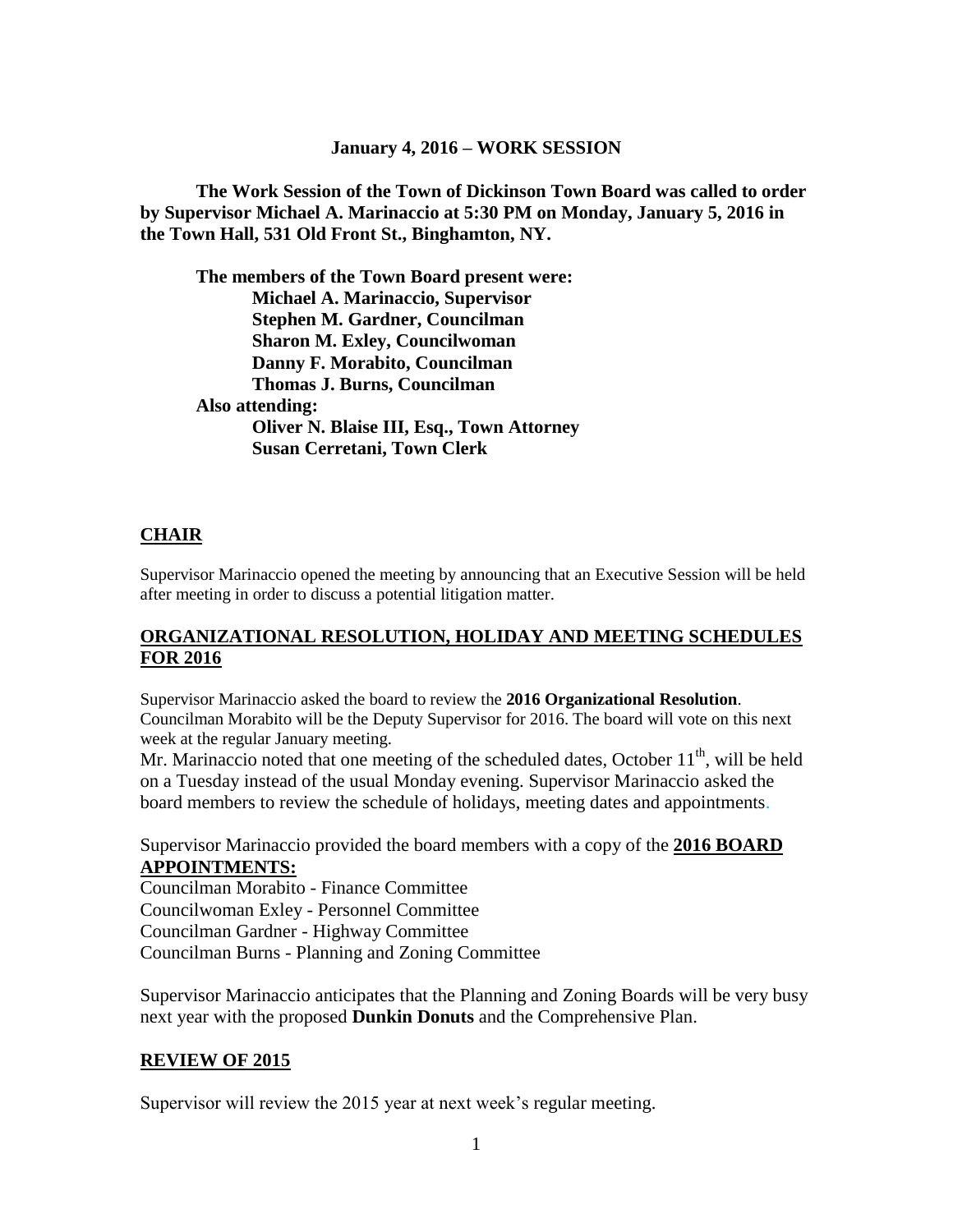**January 4, 2016 – WORK SESSION**

**The Work Session of the Town of Dickinson Town Board was called to order by Supervisor Michael A. Marinaccio at 5:30 PM on Monday, January 5, 2016 in the Town Hall, 531 Old Front St., Binghamton, NY.**

**The members of the Town Board present were:**
**Michael A. Marinaccio, Supervisor**
**Stephen M. Gardner, Councilman**
**Sharon M. Exley, Councilwoman**
**Danny F. Morabito, Councilman**
**Thomas J. Burns, Councilman**
**Also attending:**
**Oliver N. Blaise III, Esq., Town Attorney**
**Susan Cerretani, Town Clerk**

## CHAIR

Supervisor Marinaccio opened the meeting by announcing that an Executive Session will be held after meeting in order to discuss a potential litigation matter.

## ORGANIZATIONAL RESOLUTION, HOLIDAY AND MEETING SCHEDULES FOR 2016

Supervisor Marinaccio asked the board to review the **2016 Organizational Resolution**. Councilman Morabito will be the Deputy Supervisor for 2016. The board will vote on this next week at the regular January meeting.
Mr. Marinaccio noted that one meeting of the scheduled dates, October 11th, will be held on a Tuesday instead of the usual Monday evening. Supervisor Marinaccio asked the board members to review the schedule of holidays, meeting dates and appointments.

Supervisor Marinaccio provided the board members with a copy of the **2016 BOARD APPOINTMENTS:**
Councilman Morabito - Finance Committee
Councilwoman Exley - Personnel Committee
Councilman Gardner - Highway Committee
Councilman Burns - Planning and Zoning Committee

Supervisor Marinaccio anticipates that the Planning and Zoning Boards will be very busy next year with the proposed **Dunkin Donuts** and the Comprehensive Plan.

## REVIEW OF 2015

Supervisor will review the 2015 year at next week's regular meeting.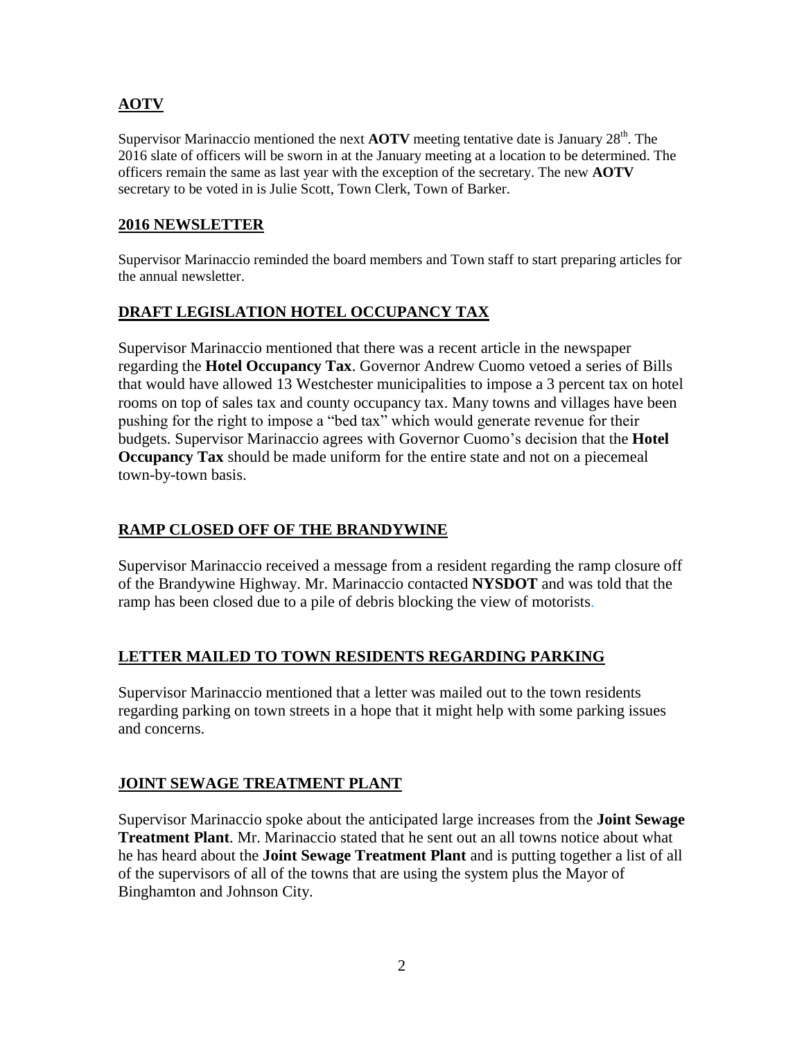## AOTV

Supervisor Marinaccio mentioned the next **AOTV** meeting tentative date is January 28th. The 2016 slate of officers will be sworn in at the January meeting at a location to be determined. The officers remain the same as last year with the exception of the secretary. The new **AOTV** secretary to be voted in is Julie Scott, Town Clerk, Town of Barker.

## 2016 NEWSLETTER

Supervisor Marinaccio reminded the board members and Town staff to start preparing articles for the annual newsletter.

## DRAFT LEGISLATION HOTEL OCCUPANCY TAX

Supervisor Marinaccio mentioned that there was a recent article in the newspaper regarding the **Hotel Occupancy Tax**. Governor Andrew Cuomo vetoed a series of Bills that would have allowed 13 Westchester municipalities to impose a 3 percent tax on hotel rooms on top of sales tax and county occupancy tax. Many towns and villages have been pushing for the right to impose a "bed tax" which would generate revenue for their budgets. Supervisor Marinaccio agrees with Governor Cuomo's decision that the **Hotel Occupancy Tax** should be made uniform for the entire state and not on a piecemeal town-by-town basis.

## RAMP CLOSED OFF OF THE BRANDYWINE

Supervisor Marinaccio received a message from a resident regarding the ramp closure off of the Brandywine Highway. Mr. Marinaccio contacted **NYSDOT** and was told that the ramp has been closed due to a pile of debris blocking the view of motorists.

## LETTER MAILED TO TOWN RESIDENTS REGARDING PARKING

Supervisor Marinaccio mentioned that a letter was mailed out to the town residents regarding parking on town streets in a hope that it might help with some parking issues and concerns.

## JOINT SEWAGE TREATMENT PLANT

Supervisor Marinaccio spoke about the anticipated large increases from the **Joint Sewage Treatment Plant**. Mr. Marinaccio stated that he sent out an all towns notice about what he has heard about the **Joint Sewage Treatment Plant** and is putting together a list of all of the supervisors of all of the towns that are using the system plus the Mayor of Binghamton and Johnson City.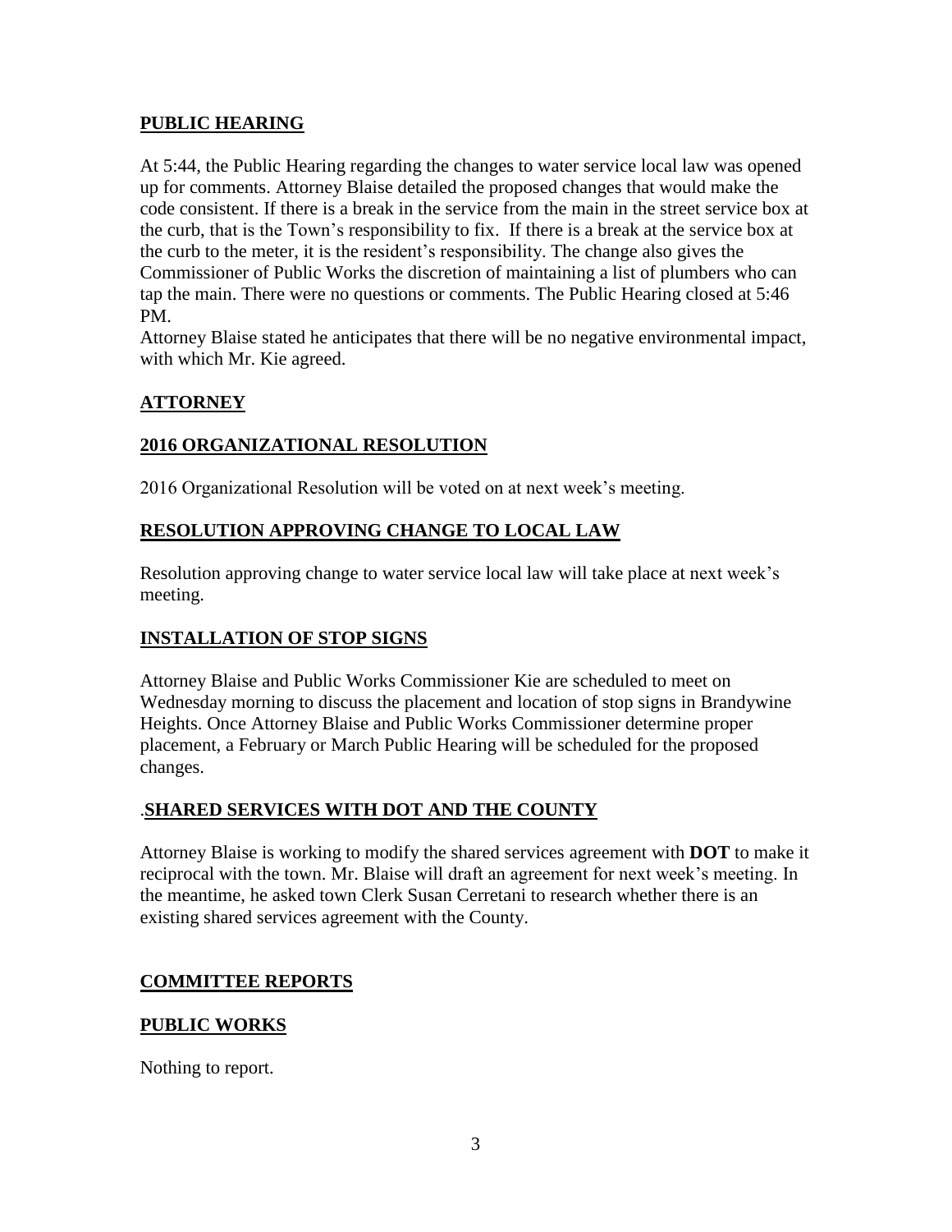**PUBLIC HEARING**

At 5:44, the Public Hearing regarding the changes to water service local law was opened up for comments. Attorney Blaise detailed the proposed changes that would make the code consistent. If there is a break in the service from the main in the street service box at the curb, that is the Town's responsibility to fix. If there is a break at the service box at the curb to the meter, it is the resident's responsibility. The change also gives the Commissioner of Public Works the discretion of maintaining a list of plumbers who can tap the main. There were no questions or comments. The Public Hearing closed at 5:46 PM.

Attorney Blaise stated he anticipates that there will be no negative environmental impact, with which Mr. Kie agreed.

**ATTORNEY**

**2016 ORGANIZATIONAL RESOLUTION**

2016 Organizational Resolution will be voted on at next week's meeting.

**RESOLUTION APPROVING CHANGE TO LOCAL LAW**

Resolution approving change to water service local law will take place at next week's meeting.

**INSTALLATION OF STOP SIGNS**

Attorney Blaise and Public Works Commissioner Kie are scheduled to meet on Wednesday morning to discuss the placement and location of stop signs in Brandywine Heights. Once Attorney Blaise and Public Works Commissioner determine proper placement, a February or March Public Hearing will be scheduled for the proposed changes.

.**SHARED SERVICES WITH DOT AND THE COUNTY**

Attorney Blaise is working to modify the shared services agreement with **DOT** to make it reciprocal with the town. Mr. Blaise will draft an agreement for next week's meeting. In the meantime, he asked town Clerk Susan Cerretani to research whether there is an existing shared services agreement with the County.

**COMMITTEE REPORTS**

**PUBLIC WORKS**

Nothing to report.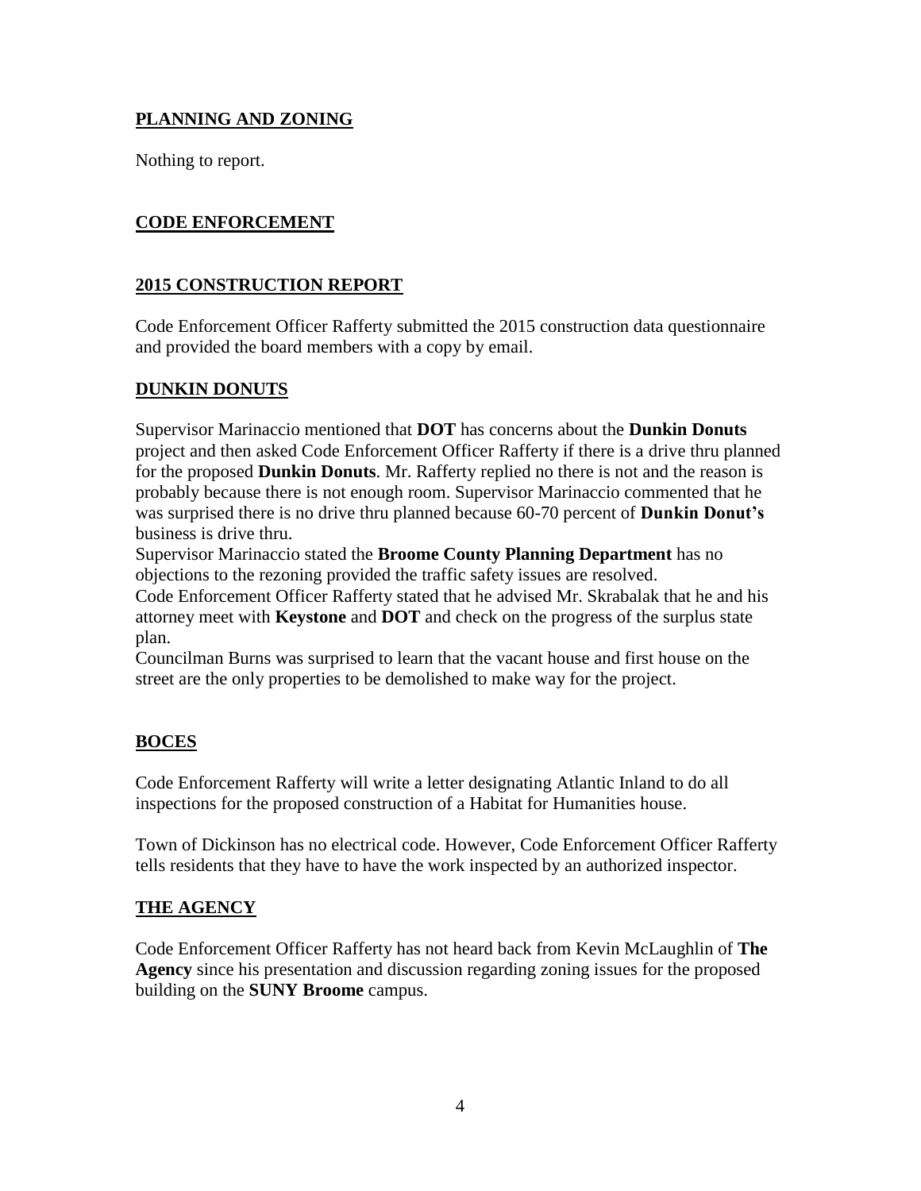## PLANNING AND ZONING

Nothing to report.

## CODE ENFORCEMENT

## 2015 CONSTRUCTION REPORT

Code Enforcement Officer Rafferty submitted the 2015 construction data questionnaire and provided the board members with a copy by email.

## DUNKIN DONUTS

Supervisor Marinaccio mentioned that **DOT** has concerns about the **Dunkin Donuts** project and then asked Code Enforcement Officer Rafferty if there is a drive thru planned for the proposed **Dunkin Donuts**. Mr. Rafferty replied no there is not and the reason is probably because there is not enough room. Supervisor Marinaccio commented that he was surprised there is no drive thru planned because 60-70 percent of **Dunkin Donut's** business is drive thru.

Supervisor Marinaccio stated the **Broome County Planning Department** has no objections to the rezoning provided the traffic safety issues are resolved.

Code Enforcement Officer Rafferty stated that he advised Mr. Skrabalak that he and his attorney meet with **Keystone** and **DOT** and check on the progress of the surplus state plan.

Councilman Burns was surprised to learn that the vacant house and first house on the street are the only properties to be demolished to make way for the project.

## BOCES

Code Enforcement Rafferty will write a letter designating Atlantic Inland to do all inspections for the proposed construction of a Habitat for Humanities house.

Town of Dickinson has no electrical code. However, Code Enforcement Officer Rafferty tells residents that they have to have the work inspected by an authorized inspector.

## THE AGENCY

Code Enforcement Officer Rafferty has not heard back from Kevin McLaughlin of **The Agency** since his presentation and discussion regarding zoning issues for the proposed building on the **SUNY Broome** campus.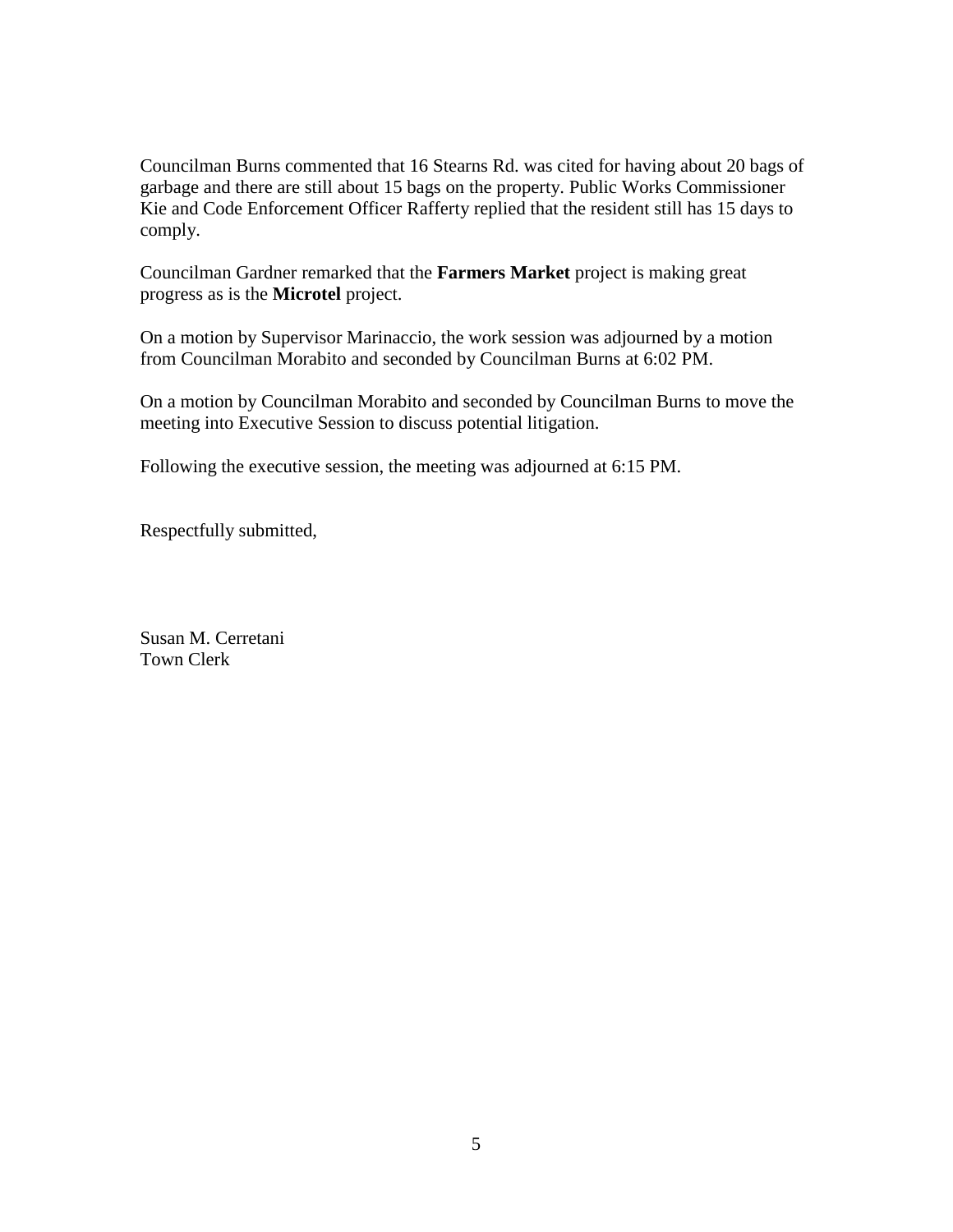Councilman Burns commented that 16 Stearns Rd. was cited for having about 20 bags of garbage and there are still about 15 bags on the property. Public Works Commissioner Kie and Code Enforcement Officer Rafferty replied that the resident still has 15 days to comply.

Councilman Gardner remarked that the **Farmers Market** project is making great progress as is the **Microtel** project.

On a motion by Supervisor Marinaccio, the work session was adjourned by a motion from Councilman Morabito and seconded by Councilman Burns at 6:02 PM.

On a motion by Councilman Morabito and seconded by Councilman Burns to move the meeting into Executive Session to discuss potential litigation.

Following the executive session, the meeting was adjourned at 6:15 PM.

Respectfully submitted,

Susan M. Cerretani
Town Clerk